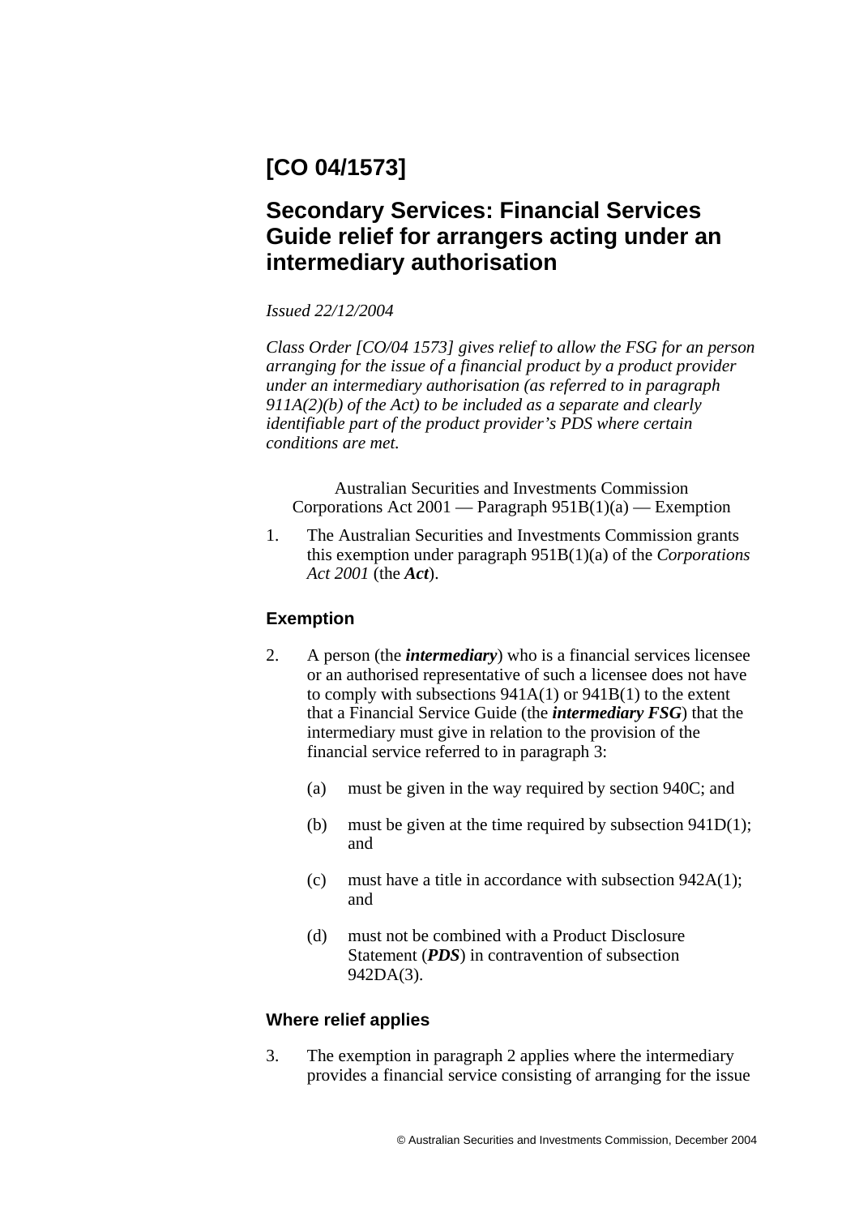# [CO 04/1573]

## Secondary Services: Financial Services Guide relief for arrangers acting under an intermediary authorisation

*Issued 22/12/2004*

*Class Order [CO/04 1573] gives relief to allow the FSG for an person arranging for the issue of a financial product by a product provider under an intermediary authorisation (as referred to in paragraph 911A(2)(b) of the Act) to be included as a separate and clearly identifiable part of the product provider's PDS where certain conditions are met.*

Australian Securities and Investments Commission
Corporations Act 2001 — Paragraph 951B(1)(a) — Exemption

1. The Australian Securities and Investments Commission grants this exemption under paragraph 951B(1)(a) of the *Corporations Act 2001* (the ***Act***).

### Exemption

2. A person (the ***intermediary***) who is a financial services licensee or an authorised representative of such a licensee does not have to comply with subsections 941A(1) or 941B(1) to the extent that a Financial Service Guide (the ***intermediary FSG***) that the intermediary must give in relation to the provision of the financial service referred to in paragraph 3:

   (a) must be given in the way required by section 940C; and

   (b) must be given at the time required by subsection 941D(1); and

   (c) must have a title in accordance with subsection 942A(1); and

   (d) must not be combined with a Product Disclosure Statement (***PDS***) in contravention of subsection 942DA(3).

### Where relief applies

3. The exemption in paragraph 2 applies where the intermediary provides a financial service consisting of arranging for the issue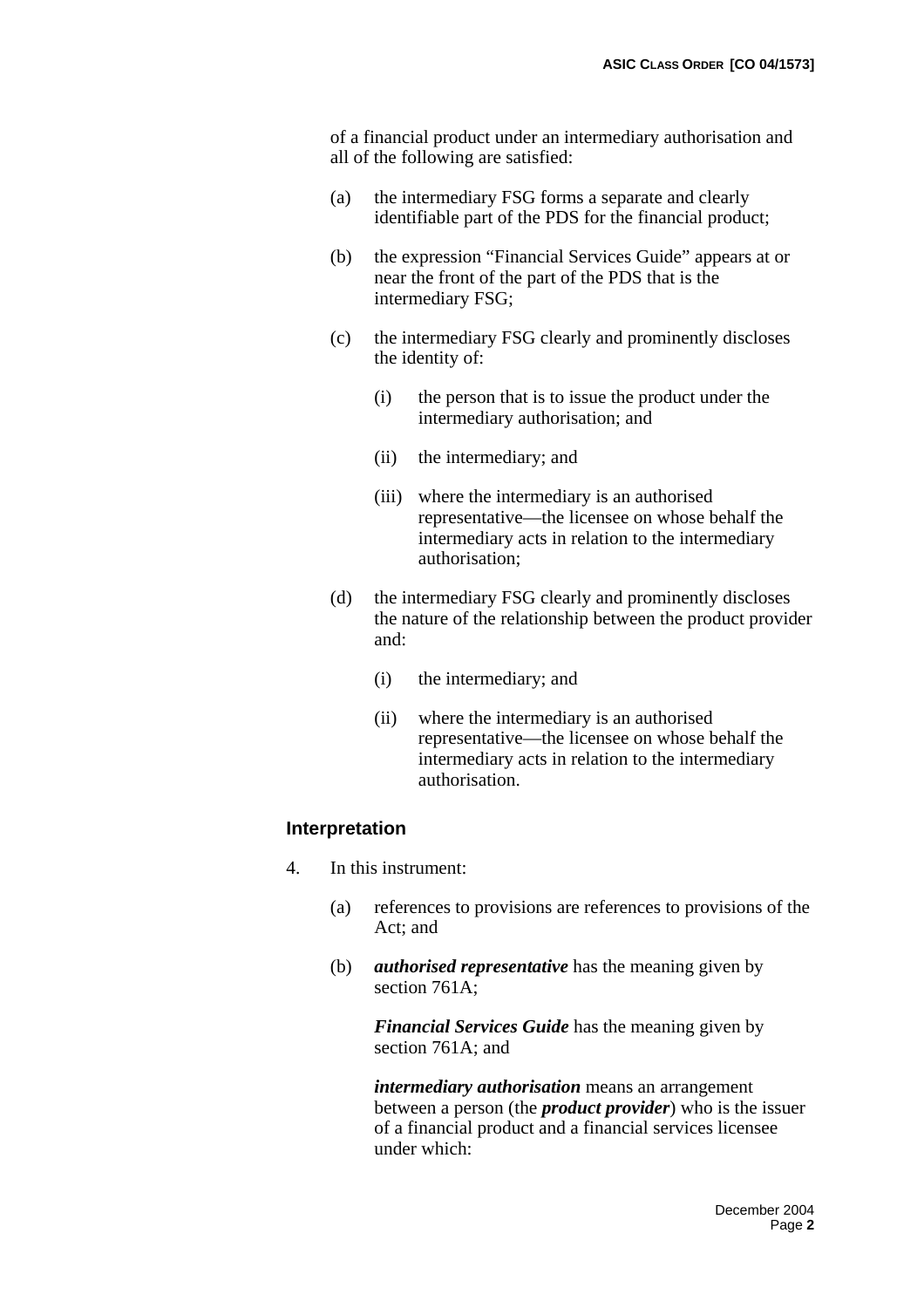of a financial product under an intermediary authorisation and all of the following are satisfied:

(a) the intermediary FSG forms a separate and clearly identifiable part of the PDS for the financial product;

(b) the expression "Financial Services Guide" appears at or near the front of the part of the PDS that is the intermediary FSG;

(c) the intermediary FSG clearly and prominently discloses the identity of:

  (i) the person that is to issue the product under the intermediary authorisation; and

  (ii) the intermediary; and

  (iii) where the intermediary is an authorised representative—the licensee on whose behalf the intermediary acts in relation to the intermediary authorisation;

(d) the intermediary FSG clearly and prominently discloses the nature of the relationship between the product provider and:

  (i) the intermediary; and

  (ii) where the intermediary is an authorised representative—the licensee on whose behalf the intermediary acts in relation to the intermediary authorisation.

## Interpretation

4. In this instrument:

(a) references to provisions are references to provisions of the Act; and

(b) ***authorised representative*** has the meaning given by section 761A;

***Financial Services Guide*** has the meaning given by section 761A; and

***intermediary authorisation*** means an arrangement between a person (the ***product provider***) who is the issuer of a financial product and a financial services licensee under which: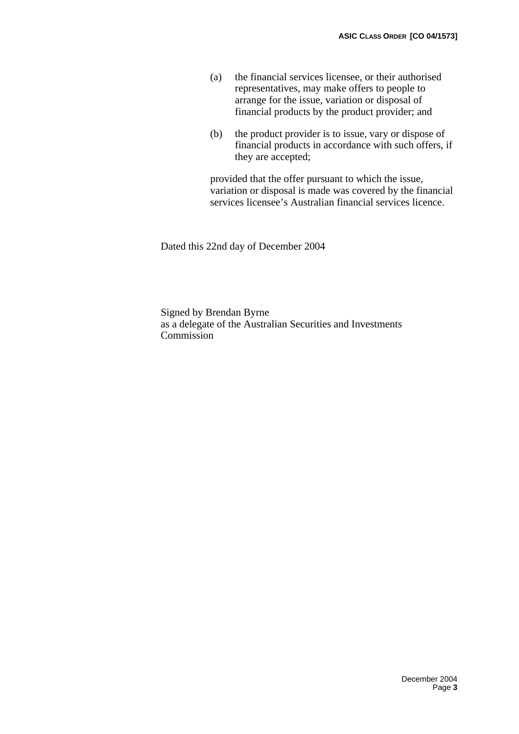(a) the financial services licensee, or their authorised representatives, may make offers to people to arrange for the issue, variation or disposal of financial products by the product provider; and

(b) the product provider is to issue, vary or dispose of financial products in accordance with such offers, if they are accepted;

provided that the offer pursuant to which the issue, variation or disposal is made was covered by the financial services licensee's Australian financial services licence.

Dated this 22nd day of December 2004

Signed by Brendan Byrne
as a delegate of the Australian Securities and Investments Commission